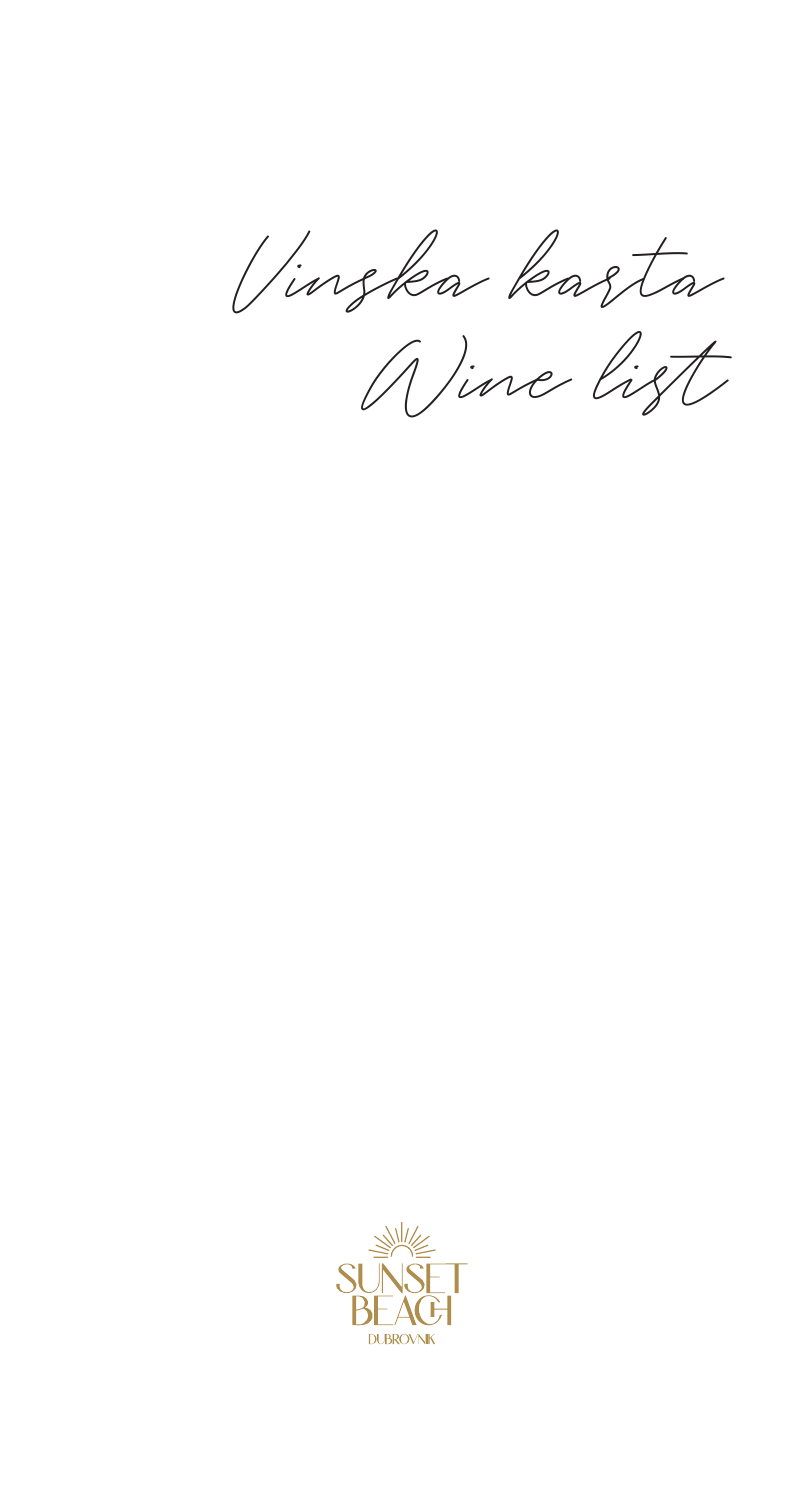# Vinska karta

# Wine list

SUNSET BEACH

DUBROVNIK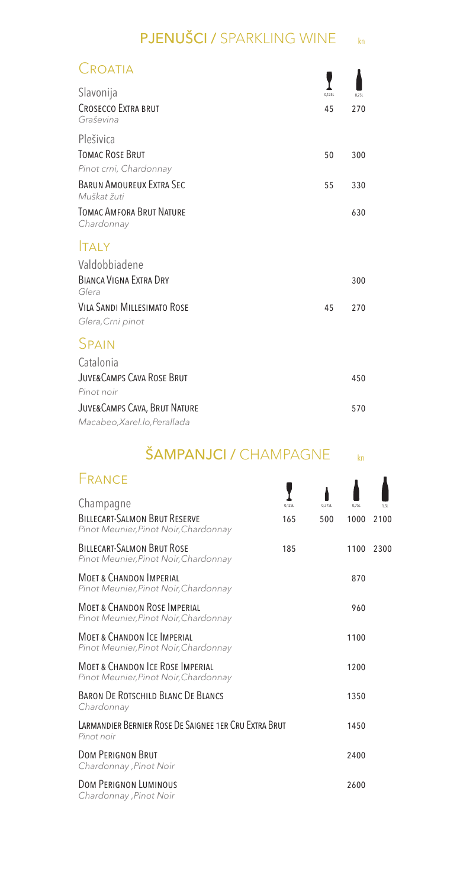## PJENUŠCI / SPARKLING WINE

kn

### Croatia

| Slavonija | 0,125L | 0,75L |
|---|---|---|
| **Crosecco Extra brut**<br>*Graševina* | 45 | 270 |
| Plešivica | | |
| **Tomac Rose Brut**<br>*Pinot crni, Chardonnay* | 50 | 300 |
| **Barun Amoureux Extra Sec**<br>*Muškat žuti* | 55 | 330 |
| **Tomac Amfora Brut Nature**<br>*Chardonnay* | | 630 |

### Italy

| Valdobbiadene | 0,125L | 0,75L |
|---|---|---|
| **Bianca Vigna Extra Dry**<br>*Glera* | | 300 |
| **Vila Sandi Millesimato Rose**<br>*Glera, Crni pinot* | 45 | 270 |

### Spain

| Catalonia | 0,125L | 0,75L |
|---|---|---|
| **Juve&Camps Cava Rose Brut**<br>*Pinot noir* | | 450 |
| **Juve&Camps Cava, Brut Nature**<br>*Macabeo, Xarel.lo, Perallada* | | 570 |

## ŠAMPANJCI / CHAMPAGNE

kn

### France

| Champagne | 0,125L | 0,375L | 0,75L | 1,5L |
|---|---|---|---|---|
| **Billecart-Salmon Brut Reserve**<br>*Pinot Meunier, Pinot Noir, Chardonnay* | 165 | 500 | 1000 | 2100 |
| **Billecart-Salmon Brut Rose**<br>*Pinot Meunier, Pinot Noir, Chardonnay* | 185 | | 1100 | 2300 |
| **Moet & Chandon Imperial**<br>*Pinot Meunier, Pinot Noir, Chardonnay* | | | 870 | |
| **Moet & Chandon Rose Imperial**<br>*Pinot Meunier, Pinot Noir, Chardonnay* | | | 960 | |
| **Moet & Chandon Ice Imperial**<br>*Pinot Meunier, Pinot Noir, Chardonnay* | | | 1100 | |
| **Moet & Chandon Ice Rose Imperial**<br>*Pinot Meunier, Pinot Noir, Chardonnay* | | | 1200 | |
| **Baron De Rotschild Blanc De Blancs**<br>*Chardonnay* | | | 1350 | |
| **Larmandier Bernier Rose De Saignee 1er Cru Extra Brut**<br>*Pinot noir* | | | 1450 | |
| **Dom Perignon Brut**<br>*Chardonnay, Pinot Noir* | | | 2400 | |
| **Dom Perignon Luminous**<br>*Chardonnay, Pinot Noir* | | | 2600 | |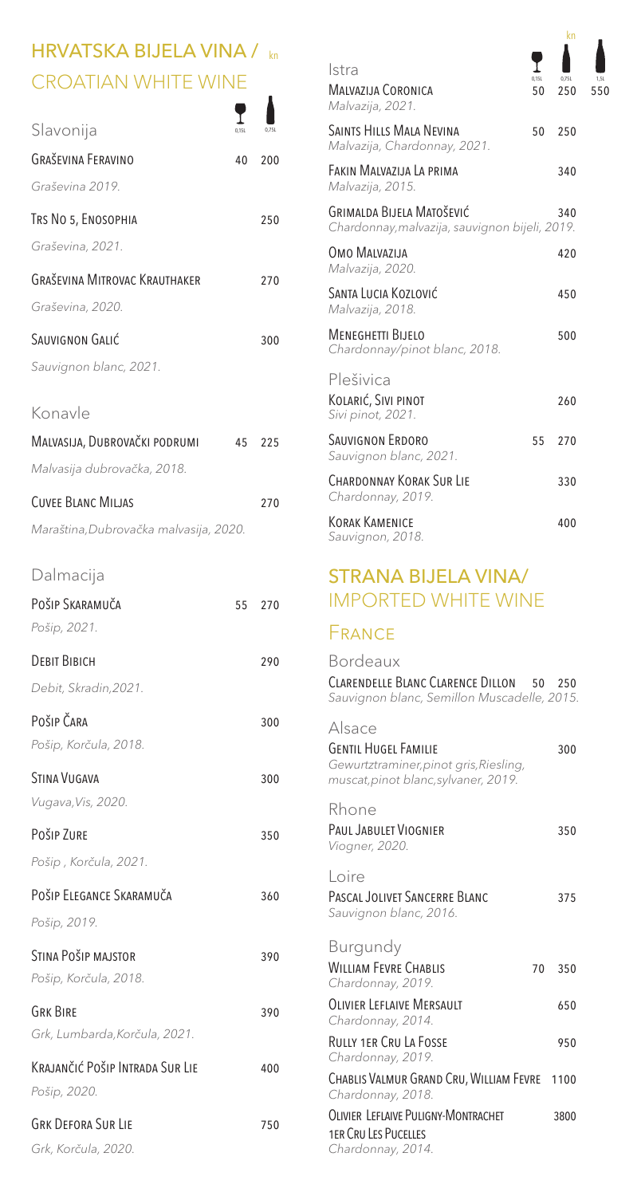## HRVATSKA BIJELA VINA / CROATIAN WHITE WINE

kn

### Slavonija

| | 0,15L | 0,75L |
|---|---|---|
| GRAŠEVINA FERAVINO<br>*Graševina 2019.* | 40 | 200 |
| TRS NO 5, ENOSOPHIA<br>*Graševina, 2021.* | | 250 |
| GRAŠEVINA MITROVAC KRAUTHAKER<br>*Graševina, 2020.* | | 270 |
| SAUVIGNON GALIĆ<br>*Sauvignon blanc, 2021.* | | 300 |

### Konavle

| | 0,15L | 0,75L |
|---|---|---|
| MALVASIJA, DUBROVAČKI PODRUMI<br>*Malvasija dubrovačka, 2018.* | 45 | 225 |
| CUVEE BLANC MILJAS<br>*Maraština,Dubrovačka malvasija, 2020.* | | 270 |

### Dalmacija

| | 0,15L | 0,75L |
|---|---|---|
| POŠIP SKARAMUČA<br>*Pošip, 2021.* | 55 | 270 |
| DEBIT BIBICH<br>*Debit, Skradin,2021.* | | 290 |
| POŠIP ČARA<br>*Pošip, Korčula, 2018.* | | 300 |
| STINA VUGAVA<br>*Vugava,Vis, 2020.* | | 300 |
| POŠIP ZURE<br>*Pošip , Korčula, 2021.* | | 350 |
| POŠIP ELEGANCE SKARAMUČA<br>*Pošip, 2019.* | | 360 |
| STINA POŠIP MAJSTOR<br>*Pošip, Korčula, 2018.* | | 390 |
| GRK BIRE<br>*Grk, Lumbarda,Korčula, 2021.* | | 390 |
| KRAJANČIĆ POŠIP INTRADA SUR LIE<br>*Pošip, 2020.* | | 400 |
| GRK DEFORA SUR LIE<br>*Grk, Korčula, 2020.* | | 750 |

### Istra

| | 0,15L | 0,75L | 1,5L |
|---|---|---|---|
| MALVAZIJA CORONICA<br>*Malvazija, 2021.* | 50 | 250 | 550 |
| SAINTS HILLS MALA NEVINA<br>*Malvazija, Chardonnay, 2021.* | 50 | 250 | |
| FAKIN MALVAZIJA LA PRIMA<br>*Malvazija, 2015.* | | 340 | |
| GRIMALDA BIJELA MATOŠEVIĆ<br>*Chardonnay,malvazija, sauvignon bijeli, 2019.* | | 340 | |
| OMO MALVAZIJA<br>*Malvazija, 2020.* | | 420 | |
| SANTA LUCIA KOZLOVIĆ<br>*Malvazija, 2018.* | | 450 | |
| MENEGHETTI BIJELO<br>*Chardonnay/pinot blanc, 2018.* | | 500 | |

### Plešivica

| | 0,15L | 0,75L |
|---|---|---|
| KOLARIĆ, SIVI PINOT<br>*Sivi pinot, 2021.* | | 260 |
| SAUVIGNON ERDORO<br>*Sauvignon blanc, 2021.* | 55 | 270 |
| CHARDONNAY KORAK SUR LIE<br>*Chardonnay, 2019.* | | 330 |
| KORAK KAMENICE<br>*Sauvignon, 2018.* | | 400 |

## STRANA BIJELA VINA/ IMPORTED WHITE WINE

### FRANCE

#### Bordeaux

| | 0,15L | 0,75L |
|---|---|---|
| CLARENDELLE BLANC CLARENCE DILLON<br>*Sauvignon blanc, Semillon Muscadelle, 2015.* | 50 | 250 |

#### Alsace

| | 0,15L | 0,75L |
|---|---|---|
| GENTIL HUGEL FAMILIE<br>*Gewurtztraminer,pinot gris,Riesling, muscat,pinot blanc,sylvaner, 2019.* | | 300 |

#### Rhone

| | 0,15L | 0,75L |
|---|---|---|
| PAUL JABULET VIOGNIER<br>*Viogner, 2020.* | | 350 |

#### Loire

| | 0,15L | 0,75L |
|---|---|---|
| PASCAL JOLIVET SANCERRE BLANC<br>*Sauvignon blanc, 2016.* | | 375 |

#### Burgundy

| | 0,15L | 0,75L |
|---|---|---|
| WILLIAM FEVRE CHABLIS<br>*Chardonnay, 2019.* | 70 | 350 |
| OLIVIER LEFLAIVE MERSAULT<br>*Chardonnay, 2014.* | | 650 |
| RULLY 1ER CRU LA FOSSE<br>*Chardonnay, 2019.* | | 950 |
| CHABLIS VALMUR GRAND CRU, WILLIAM FEVRE<br>*Chardonnay, 2018.* | | 1100 |
| OLIVIER LEFLAIVE PULIGNY-MONTRACHET 1ER CRU LES PUCELLES<br>*Chardonnay, 2014.* | | 3800 |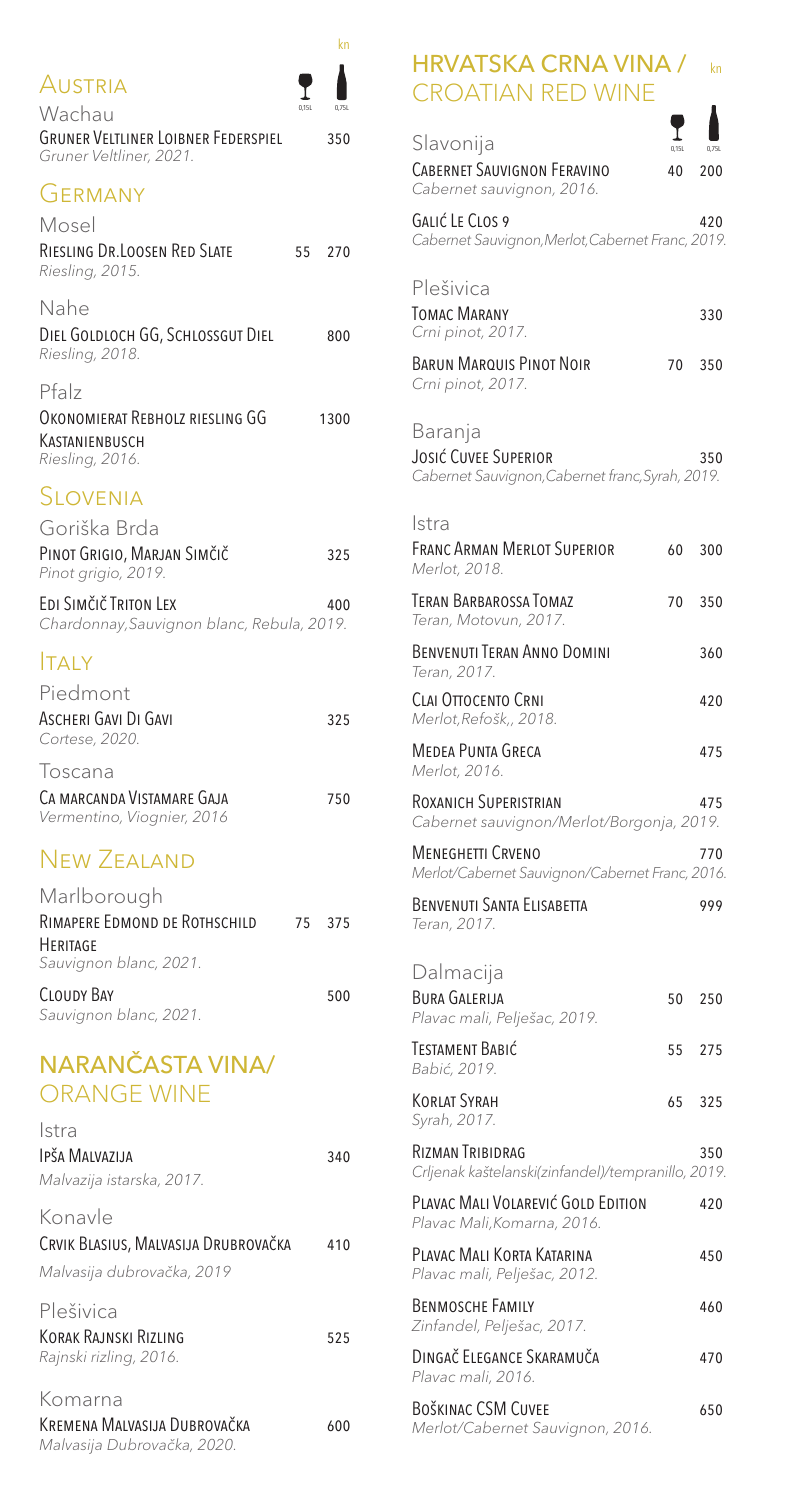## Austria

| | 0,15L | 0,75L |
|---|---|---|
| **Wachau** | | kn |
| GRUNER VELTLINER LOIBNER FEDERSPIEL<br>*Gruner Veltliner, 2021.* | | 350 |

## Germany

| | 0,15L | 0,75L |
|---|---|---|
| **Mosel** | | |
| RIESLING DR.LOOSEN RED SLATE<br>*Riesling, 2015.* | 55 | 270 |
| **Nahe** | | |
| DIEL GOLDLOCH GG, SCHLOSSGUT DIEL<br>*Riesling, 2018.* | | 800 |
| **Pfalz** | | |
| OKONOMIERAT REBHOLZ RIESLING GG KASTANIENBUSCH<br>*Riesling, 2016.* | | 1300 |

## Slovenia

| | 0,15L | 0,75L |
|---|---|---|
| **Goriška Brda** | | |
| PINOT GRIGIO, MARJAN SIMČIČ<br>*Pinot grigio, 2019.* | | 325 |
| EDI SIMČIČ TRITON LEX<br>*Chardonnay, Sauvignon blanc, Rebula, 2019.* | | 400 |

## Italy

| | 0,15L | 0,75L |
|---|---|---|
| **Piedmont** | | |
| ASCHERI GAVI DI GAVI<br>*Cortese, 2020.* | | 325 |
| **Toscana** | | |
| CA MARCANDA VISTAMARE GAJA<br>*Vermentino, Viognier, 2016* | | 750 |

## New Zealand

| | 0,15L | 0,75L |
|---|---|---|
| **Marlborough** | | |
| RIMAPERE EDMOND DE ROTHSCHILD HERITAGE<br>*Sauvignon blanc, 2021.* | 75 | 375 |
| CLOUDY BAY<br>*Sauvignon blanc, 2021.* | | 500 |

## NARANČASTA VINA/ ORANGE WINE

| | 0,15L | 0,75L |
|---|---|---|
| **Istra** | | |
| IPŠA MALVAZIJA<br>*Malvazija istarska, 2017.* | | 340 |
| **Konavle** | | |
| CRVIK BLASIUS, MALVASIJA DRUBROVAČKA<br>*Malvasija dubrovačka, 2019* | | 410 |
| **Plešivica** | | |
| KORAK RAJNSKI RIZLING<br>*Rajnski rizling, 2016.* | | 525 |
| **Komarna** | | |
| KREMENA MALVASIJA DUBROVAČKA<br>*Malvasija Dubrovačka, 2020.* | | 600 |

## HRVATSKA CRNA VINA / CROATIAN RED WINE

| | 0,15L | 0,75L |
|---|---|---|
| **Slavonija** | | kn |
| CABERNET SAUVIGNON FERAVINO<br>*Cabernet sauvignon, 2016.* | 40 | 200 |
| GALIĆ LE CLOS 9<br>*Cabernet Sauvignon, Merlot, Cabernet Franc, 2019.* | | 420 |
| **Plešivica** | | |
| TOMAC MARANY<br>*Crni pinot, 2017.* | | 330 |
| BARUN MARQUIS PINOT NOIR<br>*Crni pinot, 2017.* | 70 | 350 |
| **Baranja** | | |
| JOSIĆ CUVEE SUPERIOR<br>*Cabernet Sauvignon, Cabernet franc, Syrah, 2019.* | | 350 |
| **Istra** | | |
| FRANC ARMAN MERLOT SUPERIOR<br>*Merlot, 2018.* | 60 | 300 |
| TERAN BARBAROSSA TOMAZ<br>*Teran, Motovun, 2017.* | 70 | 350 |
| BENVENUTI TERAN ANNO DOMINI<br>*Teran, 2017.* | | 360 |
| CLAI OTTOCENTO CRNI<br>*Merlot, Refošk,, 2018.* | | 420 |
| MEDEA PUNTA GRECA<br>*Merlot, 2016.* | | 475 |
| ROXANICH SUPERISTRIAN<br>*Cabernet sauvignon/Merlot/Borgonja, 2019.* | | 475 |
| MENEGHETTI CRVENO<br>*Merlot/Cabernet Sauvignon/Cabernet Franc, 2016.* | | 770 |
| BENVENUTI SANTA ELISABETTA<br>*Teran, 2017.* | | 999 |
| **Dalmacija** | | |
| BURA GALERIJA<br>*Plavac mali, Pelješac, 2019.* | 50 | 250 |
| TESTAMENT BABIĆ<br>*Babić, 2019.* | 55 | 275 |
| KORLAT SYRAH<br>*Syrah, 2017.* | 65 | 325 |
| RIZMAN TRIBIDRAG<br>*Crljenak kaštelanski(zinfandel)/tempranillo, 2019.* | | 350 |
| PLAVAC MALI VOLAREVIĆ GOLD EDITION<br>*Plavac Mali, Komarna, 2016.* | | 420 |
| PLAVAC MALI KORTA KATARINA<br>*Plavac mali, Pelješac, 2012.* | | 450 |
| BENMOSCHE FAMILY<br>*Zinfandel, Pelješac, 2017.* | | 460 |
| DINGAČ ELEGANCE SKARAMUČA<br>*Plavac mali, 2016.* | | 470 |
| BOŠKINAC CSM CUVEE<br>*Merlot/Cabernet Sauvignon, 2016.* | | 650 |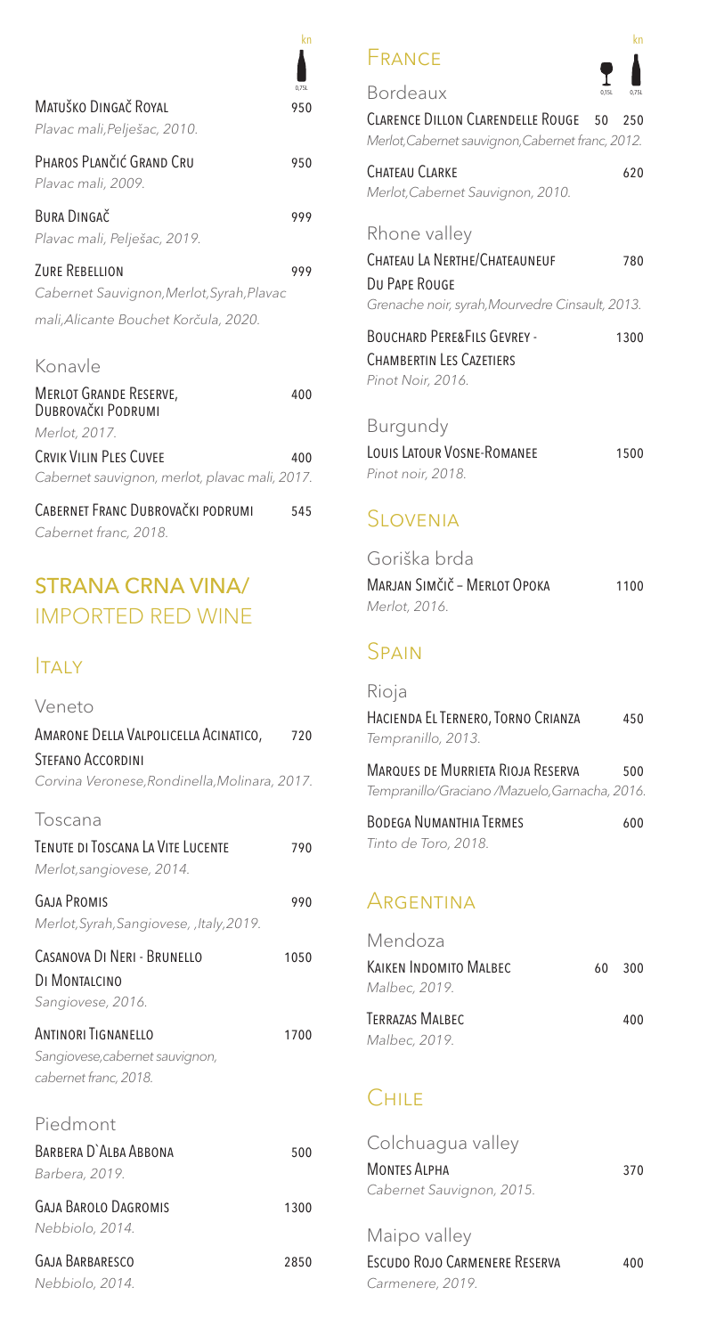| | kn 0,75L |
|---|---|
| Matuško Dingač Royal<br>*Plavac mali,Pelješac, 2010.* | 950 |
| Pharos Plančić Grand Cru<br>*Plavac mali, 2009.* | 950 |
| Bura Dingač<br>*Plavac mali, Pelješac, 2019.* | 999 |
| Zure Rebellion<br>*Cabernet Sauvignon,Merlot,Syrah,Plavac mali,Alicante Bouchet Korčula, 2020.* | 999 |

### Konavle

| | kn 0,75L |
|---|---|
| Merlot Grande Reserve, Dubrovački Podrumi<br>*Merlot, 2017.* | 400 |
| Crvik Vilin Ples Cuvee<br>*Cabernet sauvignon, merlot, plavac mali, 2017.* | 400 |
| Cabernet Franc Dubrovački podrumi<br>*Cabernet franc, 2018.* | 545 |

## STRANA CRNA VINA/ IMPORTED RED WINE

## Italy

### Veneto

| | kn 0,75L |
|---|---|
| Amarone Della Valpolicella Acinatico, Stefano Accordini<br>*Corvina Veronese,Rondinella,Molinara, 2017.* | 720 |

### Toscana

| | kn 0,75L |
|---|---|
| Tenute di Toscana La Vite Lucente<br>*Merlot,sangiovese, 2014.* | 790 |
| Gaja Promis<br>*Merlot,Syrah,Sangiovese, ,Italy,2019.* | 990 |
| Casanova Di Neri - Brunello Di Montalcino<br>*Sangiovese, 2016.* | 1050 |
| Antinori Tignanello<br>*Sangiovese,cabernet sauvignon, cabernet franc, 2018.* | 1700 |

### Piedmont

| | kn 0,75L |
|---|---|
| Barbera D`Alba Abbona<br>*Barbera, 2019.* | 500 |
| Gaja Barolo Dagromis<br>*Nebbiolo, 2014.* | 1300 |
| Gaja Barbaresco<br>*Nebbiolo, 2014.* | 2850 |

## France

### Bordeaux

| | kn 0,15L | kn 0,75L |
|---|---|---|
| Clarence Dillon Clarendelle Rouge<br>*Merlot,Cabernet sauvignon,Cabernet franc, 2012.* | 50 | 250 |
| Chateau Clarke<br>*Merlot,Cabernet Sauvignon, 2010.* | | 620 |

### Rhone valley

| | kn 0,15L | kn 0,75L |
|---|---|---|
| Chateau La Nerthe/Chateauneuf Du Pape Rouge<br>*Grenache noir, syrah,Mourvedre Cinsault, 2013.* | | 780 |
| Bouchard Pere&Fils Gevrey - Chambertin Les Cazetiers<br>*Pinot Noir, 2016.* | | 1300 |

### Burgundy

| | kn 0,15L | kn 0,75L |
|---|---|---|
| Louis Latour Vosne-Romanee<br>*Pinot noir, 2018.* | | 1500 |

## Slovenia

### Goriška brda

| | kn 0,75L |
|---|---|
| Marjan Simčič – Merlot Opoka<br>*Merlot, 2016.* | 1100 |

## Spain

### Rioja

| | kn 0,75L |
|---|---|
| Hacienda El Ternero, Torno Crianza<br>*Tempranillo, 2013.* | 450 |
| Marques de Murrieta Rioja Reserva<br>*Tempranillo/Graciano /Mazuelo,Garnacha, 2016.* | 500 |
| Bodega Numanthia Termes<br>*Tinto de Toro, 2018.* | 600 |

## Argentina

### Mendoza

| | kn 0,15L | kn 0,75L |
|---|---|---|
| Kaiken Indomito Malbec<br>*Malbec, 2019.* | 60 | 300 |
| Terrazas Malbec<br>*Malbec, 2019.* | | 400 |

## Chile

### Colchuagua valley

| | kn 0,75L |
|---|---|
| Montes Alpha<br>*Cabernet Sauvignon, 2015.* | 370 |

### Maipo valley

| | kn 0,75L |
|---|---|
| Escudo Rojo Carmenere Reserva<br>*Carmenere, 2019.* | 400 |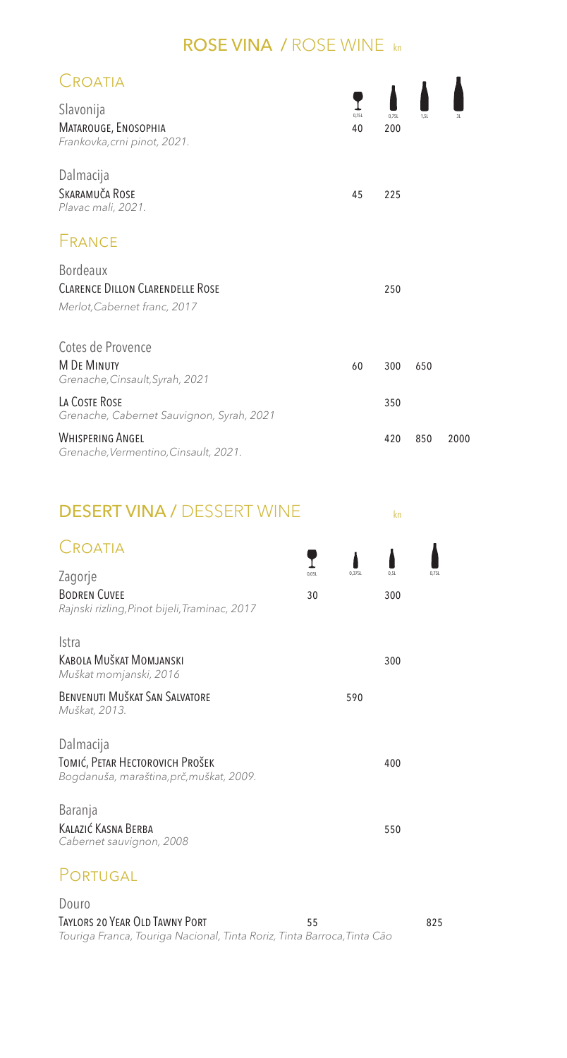# ROSE VINA / ROSE WINE kn

## Croatia

| | 0,15L | 0,75L | 1,5L | 3L |
|---|---|---|---|---|
| **Slavonija** | | | | |
| MATAROUGE, ENOSOPHIA<br>*Frankovka,crni pinot, 2021.* | 40 | 200 | | |
| **Dalmacija** | | | | |
| SKARAMUČA ROSE<br>*Plavac mali, 2021.* | 45 | 225 | | |

## France

| | 0,15L | 0,75L | 1,5L | 3L |
|---|---|---|---|---|
| **Bordeaux** | | | | |
| CLARENCE DILLON CLARENDELLE ROSE<br>*Merlot,Cabernet franc, 2017* | | 250 | | |
| **Cotes de Provence** | | | | |
| M DE MINUTY<br>*Grenache,Cinsault,Syrah, 2021* | 60 | 300 | 650 | |
| LA COSTE ROSE<br>*Grenache, Cabernet Sauvignon, Syrah, 2021* | | 350 | | |
| WHISPERING ANGEL<br>*Grenache,Vermentino,Cinsault, 2021.* | | 420 | 850 | 2000 |

# DESERT VINA / DESSERT WINE kn

## Croatia

| | 0,05L | 0,375L | 0,5L | 0,75L |
|---|---|---|---|---|
| **Zagorje** | | | | |
| BODREN CUVEE<br>*Rajnski rizling,Pinot bijeli,Traminac, 2017* | 30 | | 300 | |
| **Istra** | | | | |
| KABOLA MUŠKAT MOMJANSKI<br>*Muškat momjanski, 2016* | | | 300 | |
| BENVENUTI MUŠKAT SAN SALVATORE<br>*Muškat, 2013.* | | 590 | | |
| **Dalmacija** | | | | |
| TOMIĆ, PETAR HECTOROVICH PROŠEK<br>*Bogdanuša, maraština,prč,muškat, 2009.* | | | 400 | |
| **Baranja** | | | | |
| KALAZIĆ KASNA BERBA<br>*Cabernet sauvignon, 2008* | | | 550 | |

## Portugal

| | 0,05L | 0,375L | 0,5L | 0,75L |
|---|---|---|---|---|
| **Douro** | | | | |
| TAYLORS 20 YEAR OLD TAWNY PORT<br>*Touriga Franca, Touriga Nacional, Tinta Roriz, Tinta Barroca,Tinta Cão* | 55 | | | 825 |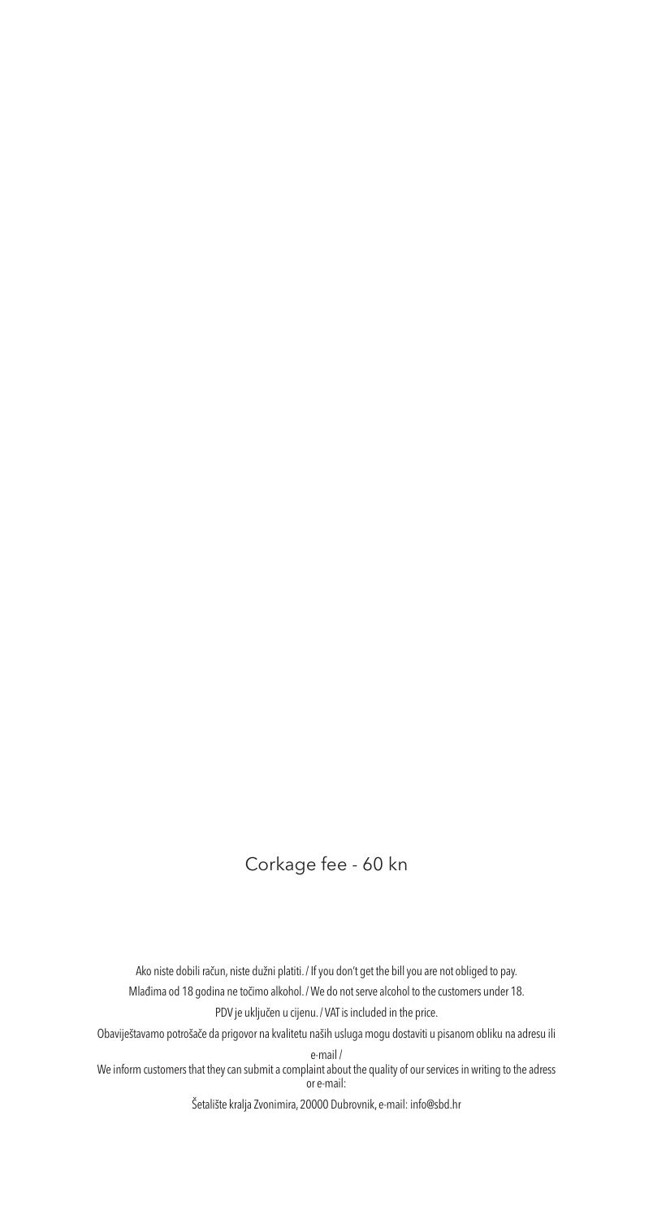Corkage fee - 60 kn

Ako niste dobili račun, niste dužni platiti. / If you don't get the bill you are not obliged to pay.

Mlađima od 18 godina ne točimo alkohol. / We do not serve alcohol to the customers under 18.

PDV je uključen u cijenu. / VAT is included in the price.

Obavještavamo potrošače da prigovor na kvalitetu naših usluga mogu dostaviti u pisanom obliku na adresu ili e-mail /
We inform customers that they can submit a complaint about the quality of our services in writing to the adress or e-mail:

Šetalište kralja Zvonimira, 20000 Dubrovnik, e-mail: info@sbd.hr